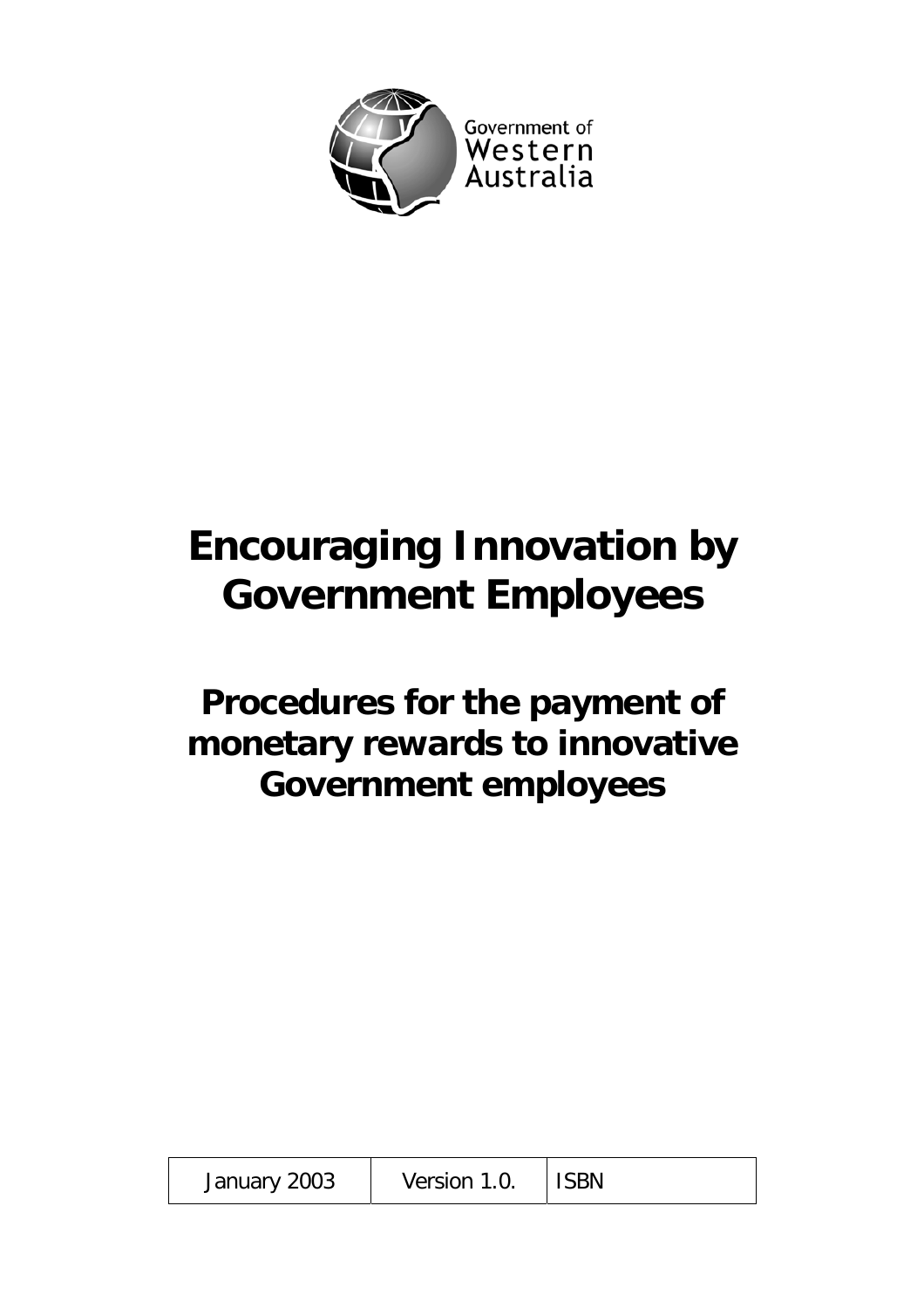Government of Western Australia

# Encouraging Innovation by Government Employees

## Procedures for the payment of monetary rewards to innovative Government employees

| January 2003 | Version 1.0. | ISBN |
|---|---|---|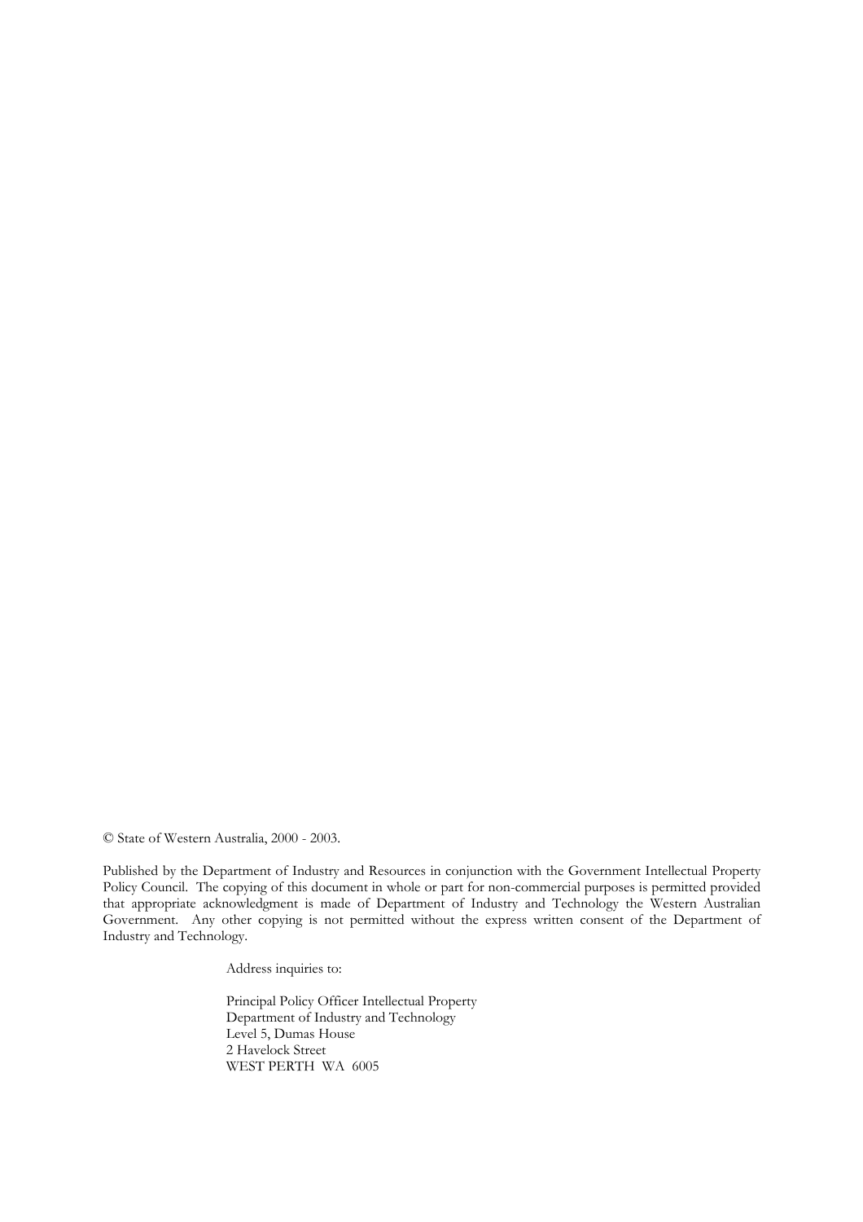© State of Western Australia, 2000 - 2003.

Published by the Department of Industry and Resources in conjunction with the Government Intellectual Property Policy Council. The copying of this document in whole or part for non-commercial purposes is permitted provided that appropriate acknowledgment is made of Department of Industry and Technology the Western Australian Government. Any other copying is not permitted without the express written consent of the Department of Industry and Technology.

Address inquiries to:

Principal Policy Officer Intellectual Property
Department of Industry and Technology
Level 5, Dumas House
2 Havelock Street
WEST PERTH WA 6005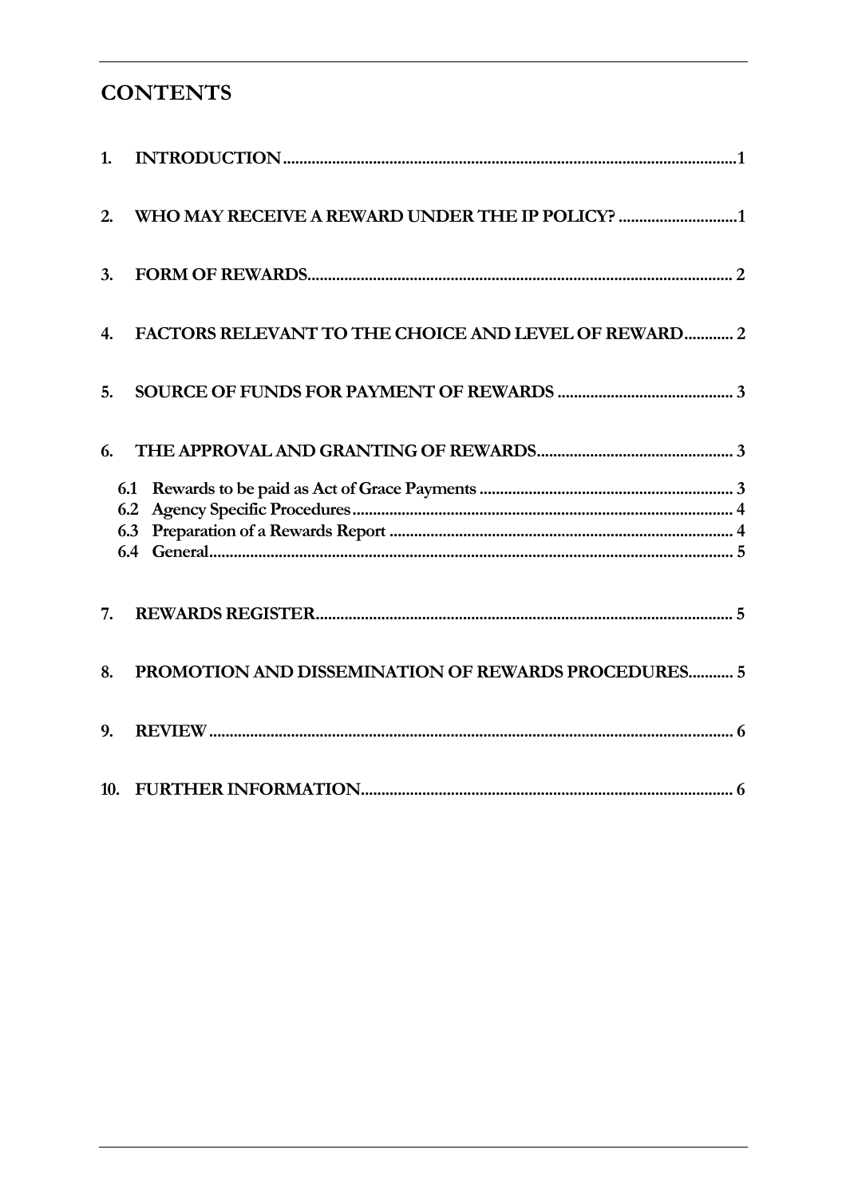# CONTENTS

1. INTRODUCTION ........................................................................................................ 1

2. WHO MAY RECEIVE A REWARD UNDER THE IP POLICY? ............................. 1

3. FORM OF REWARDS ................................................................................................ 2

4. FACTORS RELEVANT TO THE CHOICE AND LEVEL OF REWARD ............ 2

5. SOURCE OF FUNDS FOR PAYMENT OF REWARDS ........................................ 3

6. THE APPROVAL AND GRANTING OF REWARDS ............................................ 3

   6.1 Rewards to be paid as Act of Grace Payments ................................................. 3
   6.2 Agency Specific Procedures ............................................................................... 4
   6.3 Preparation of a Rewards Report ...................................................................... 4
   6.4 General ................................................................................................................ 5

7. REWARDS REGISTER ............................................................................................... 5

8. PROMOTION AND DISSEMINATION OF REWARDS PROCEDURES ........... 5

9. REVIEW ........................................................................................................................ 6

10. FURTHER INFORMATION ..................................................................................... 6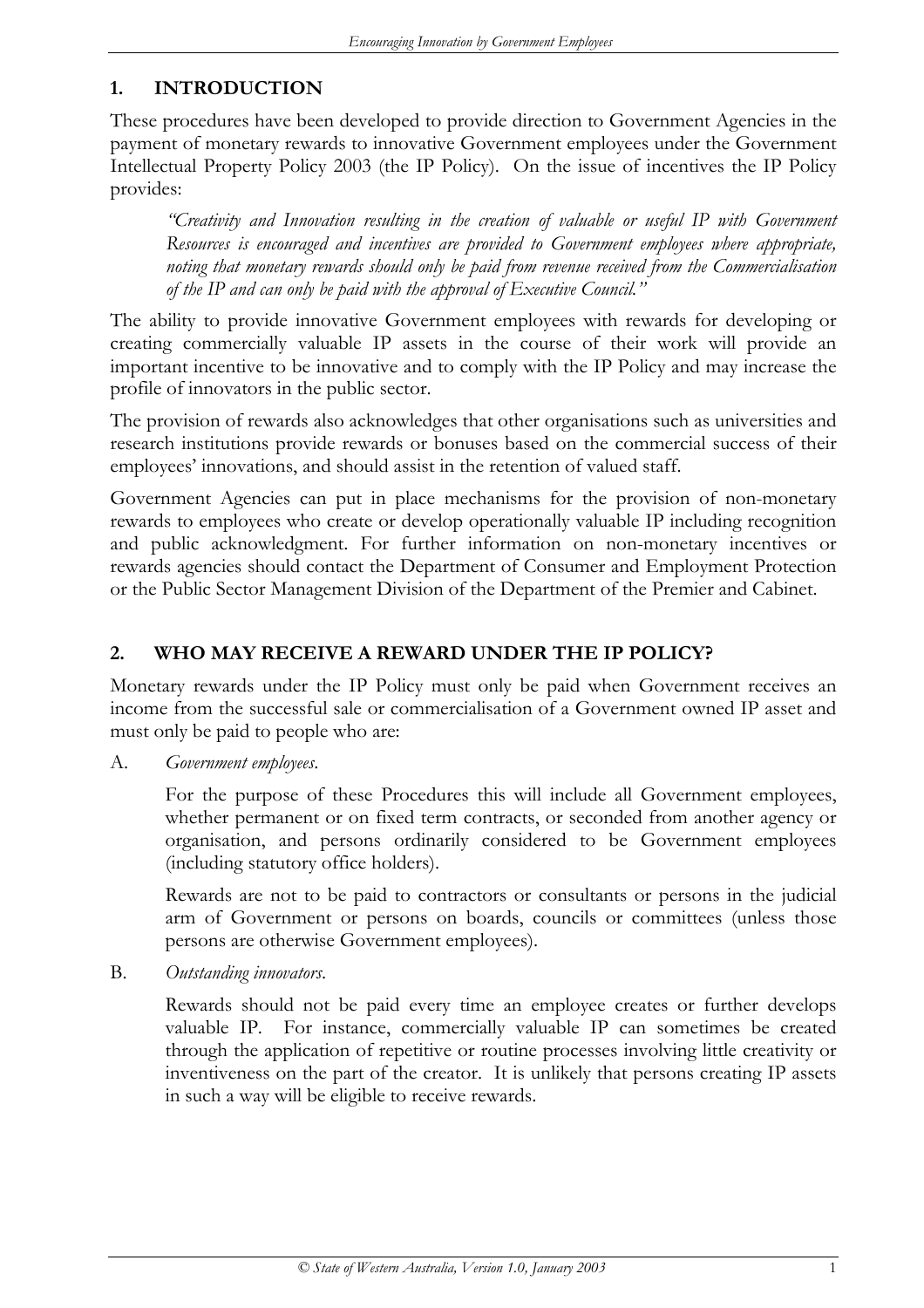## 1. INTRODUCTION

These procedures have been developed to provide direction to Government Agencies in the payment of monetary rewards to innovative Government employees under the Government Intellectual Property Policy 2003 (the IP Policy). On the issue of incentives the IP Policy provides:

> *"Creativity and Innovation resulting in the creation of valuable or useful IP with Government Resources is encouraged and incentives are provided to Government employees where appropriate, noting that monetary rewards should only be paid from revenue received from the Commercialisation of the IP and can only be paid with the approval of Executive Council."*

The ability to provide innovative Government employees with rewards for developing or creating commercially valuable IP assets in the course of their work will provide an important incentive to be innovative and to comply with the IP Policy and may increase the profile of innovators in the public sector.

The provision of rewards also acknowledges that other organisations such as universities and research institutions provide rewards or bonuses based on the commercial success of their employees' innovations, and should assist in the retention of valued staff.

Government Agencies can put in place mechanisms for the provision of non-monetary rewards to employees who create or develop operationally valuable IP including recognition and public acknowledgment. For further information on non-monetary incentives or rewards agencies should contact the Department of Consumer and Employment Protection or the Public Sector Management Division of the Department of the Premier and Cabinet.

## 2. WHO MAY RECEIVE A REWARD UNDER THE IP POLICY?

Monetary rewards under the IP Policy must only be paid when Government receives an income from the successful sale or commercialisation of a Government owned IP asset and must only be paid to people who are:

A. *Government employees.*

For the purpose of these Procedures this will include all Government employees, whether permanent or on fixed term contracts, or seconded from another agency or organisation, and persons ordinarily considered to be Government employees (including statutory office holders).

Rewards are not to be paid to contractors or consultants or persons in the judicial arm of Government or persons on boards, councils or committees (unless those persons are otherwise Government employees).

B. *Outstanding innovators.*

Rewards should not be paid every time an employee creates or further develops valuable IP. For instance, commercially valuable IP can sometimes be created through the application of repetitive or routine processes involving little creativity or inventiveness on the part of the creator. It is unlikely that persons creating IP assets in such a way will be eligible to receive rewards.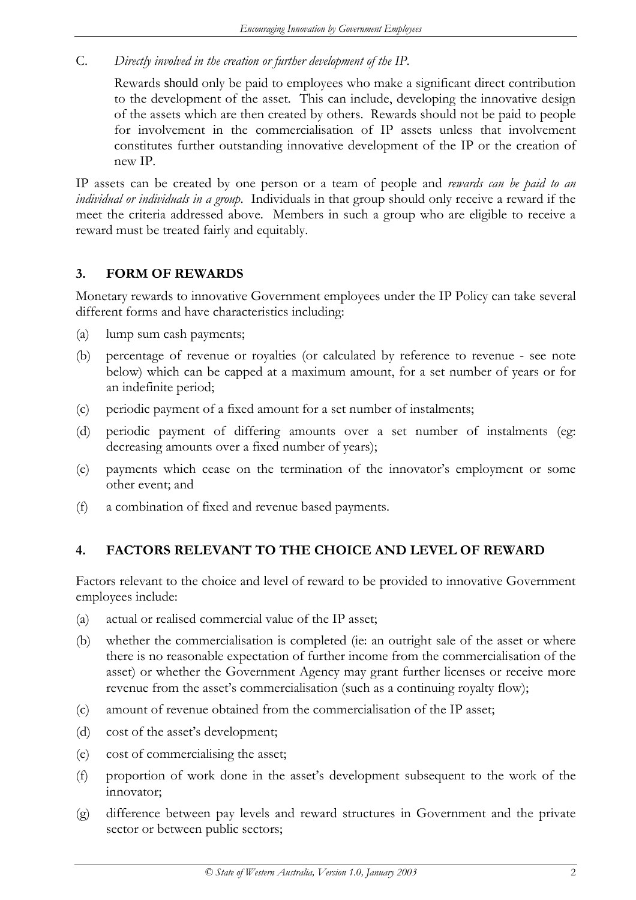C. *Directly involved in the creation or further development of the IP.*

   Rewards should only be paid to employees who make a significant direct contribution to the development of the asset. This can include, developing the innovative design of the assets which are then created by others. Rewards should not be paid to people for involvement in the commercialisation of IP assets unless that involvement constitutes further outstanding innovative development of the IP or the creation of new IP.

IP assets can be created by one person or a team of people and *rewards can be paid to an individual or individuals in a group*. Individuals in that group should only receive a reward if the meet the criteria addressed above. Members in such a group who are eligible to receive a reward must be treated fairly and equitably.

## 3. FORM OF REWARDS

Monetary rewards to innovative Government employees under the IP Policy can take several different forms and have characteristics including:

(a) lump sum cash payments;

(b) percentage of revenue or royalties (or calculated by reference to revenue - see note below) which can be capped at a maximum amount, for a set number of years or for an indefinite period;

(c) periodic payment of a fixed amount for a set number of instalments;

(d) periodic payment of differing amounts over a set number of instalments (eg: decreasing amounts over a fixed number of years);

(e) payments which cease on the termination of the innovator's employment or some other event; and

(f) a combination of fixed and revenue based payments.

## 4. FACTORS RELEVANT TO THE CHOICE AND LEVEL OF REWARD

Factors relevant to the choice and level of reward to be provided to innovative Government employees include:

(a) actual or realised commercial value of the IP asset;

(b) whether the commercialisation is completed (ie: an outright sale of the asset or where there is no reasonable expectation of further income from the commercialisation of the asset) or whether the Government Agency may grant further licenses or receive more revenue from the asset's commercialisation (such as a continuing royalty flow);

(c) amount of revenue obtained from the commercialisation of the IP asset;

(d) cost of the asset's development;

(e) cost of commercialising the asset;

(f) proportion of work done in the asset's development subsequent to the work of the innovator;

(g) difference between pay levels and reward structures in Government and the private sector or between public sectors;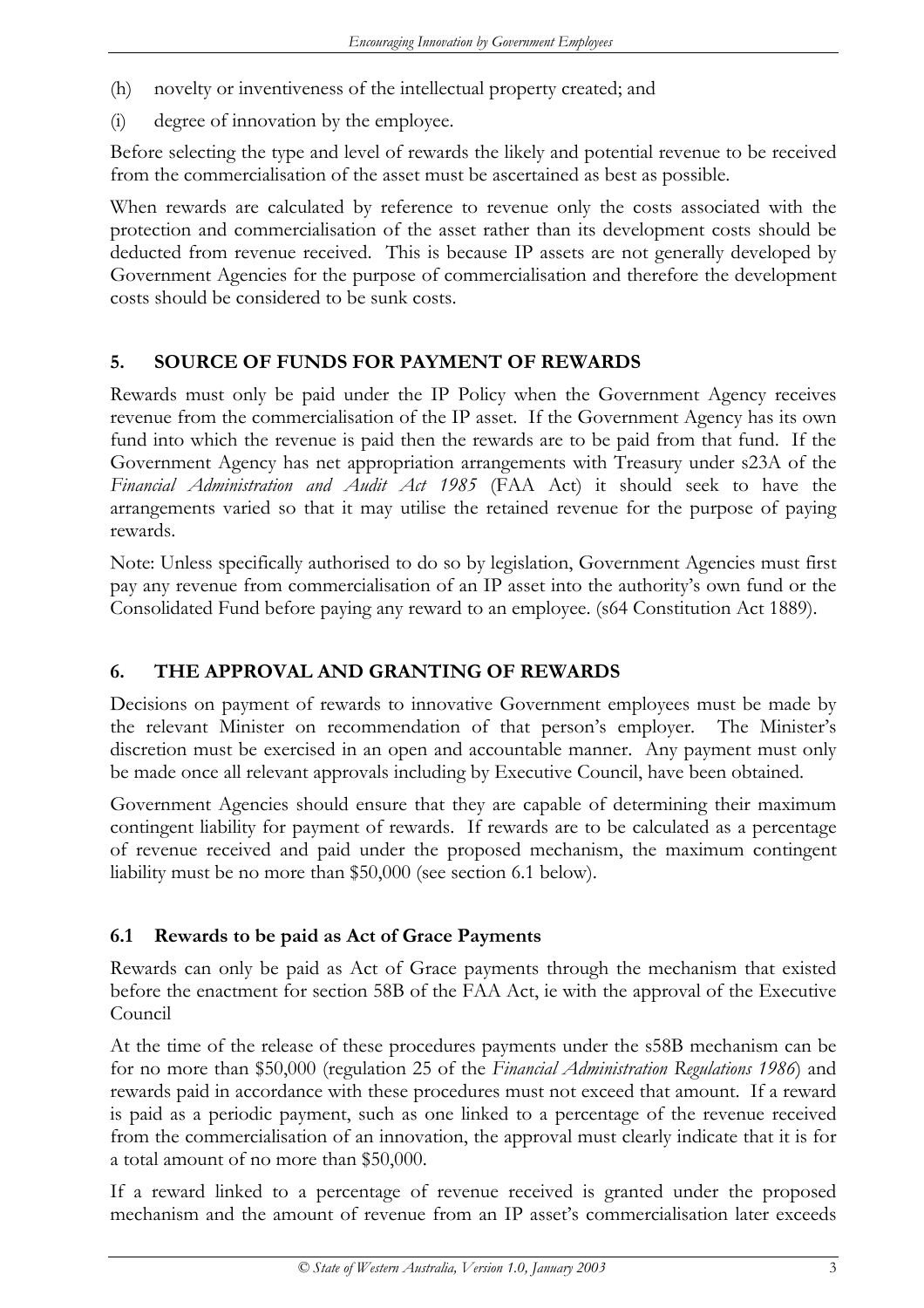(h) novelty or inventiveness of the intellectual property created; and

(i) degree of innovation by the employee.

Before selecting the type and level of rewards the likely and potential revenue to be received from the commercialisation of the asset must be ascertained as best as possible.

When rewards are calculated by reference to revenue only the costs associated with the protection and commercialisation of the asset rather than its development costs should be deducted from revenue received. This is because IP assets are not generally developed by Government Agencies for the purpose of commercialisation and therefore the development costs should be considered to be sunk costs.

## 5. SOURCE OF FUNDS FOR PAYMENT OF REWARDS

Rewards must only be paid under the IP Policy when the Government Agency receives revenue from the commercialisation of the IP asset. If the Government Agency has its own fund into which the revenue is paid then the rewards are to be paid from that fund. If the Government Agency has net appropriation arrangements with Treasury under s23A of the *Financial Administration and Audit Act 1985* (FAA Act) it should seek to have the arrangements varied so that it may utilise the retained revenue for the purpose of paying rewards.

Note: Unless specifically authorised to do so by legislation, Government Agencies must first pay any revenue from commercialisation of an IP asset into the authority's own fund or the Consolidated Fund before paying any reward to an employee. (s64 Constitution Act 1889).

## 6. THE APPROVAL AND GRANTING OF REWARDS

Decisions on payment of rewards to innovative Government employees must be made by the relevant Minister on recommendation of that person's employer. The Minister's discretion must be exercised in an open and accountable manner. Any payment must only be made once all relevant approvals including by Executive Council, have been obtained.

Government Agencies should ensure that they are capable of determining their maximum contingent liability for payment of rewards. If rewards are to be calculated as a percentage of revenue received and paid under the proposed mechanism, the maximum contingent liability must be no more than $50,000 (see section 6.1 below).

### 6.1 Rewards to be paid as Act of Grace Payments

Rewards can only be paid as Act of Grace payments through the mechanism that existed before the enactment for section 58B of the FAA Act, ie with the approval of the Executive Council

At the time of the release of these procedures payments under the s58B mechanism can be for no more than $50,000 (regulation 25 of the *Financial Administration Regulations 1986*) and rewards paid in accordance with these procedures must not exceed that amount. If a reward is paid as a periodic payment, such as one linked to a percentage of the revenue received from the commercialisation of an innovation, the approval must clearly indicate that it is for a total amount of no more than $50,000.

If a reward linked to a percentage of revenue received is granted under the proposed mechanism and the amount of revenue from an IP asset's commercialisation later exceeds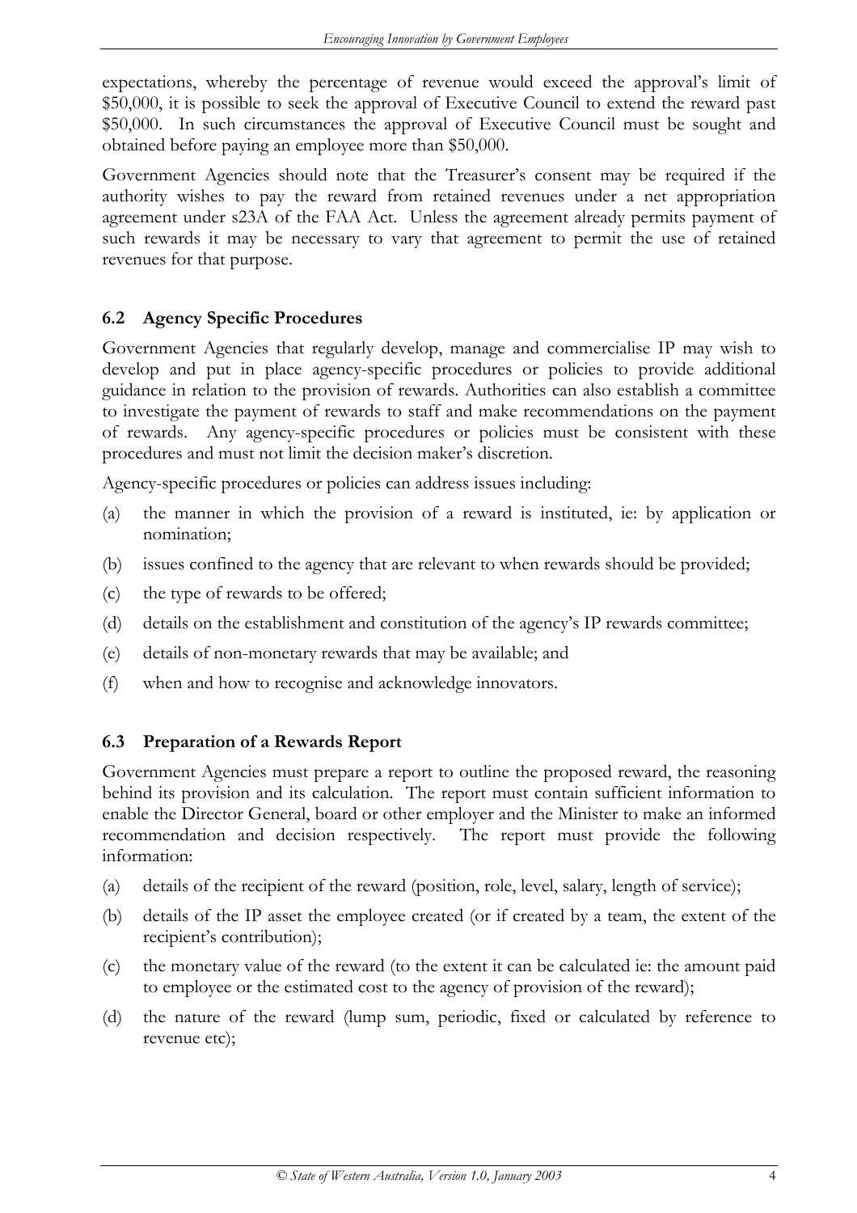expectations, whereby the percentage of revenue would exceed the approval's limit of $50,000, it is possible to seek the approval of Executive Council to extend the reward past $50,000. In such circumstances the approval of Executive Council must be sought and obtained before paying an employee more than $50,000.

Government Agencies should note that the Treasurer's consent may be required if the authority wishes to pay the reward from retained revenues under a net appropriation agreement under s23A of the FAA Act. Unless the agreement already permits payment of such rewards it may be necessary to vary that agreement to permit the use of retained revenues for that purpose.

### 6.2 Agency Specific Procedures

Government Agencies that regularly develop, manage and commercialise IP may wish to develop and put in place agency-specific procedures or policies to provide additional guidance in relation to the provision of rewards. Authorities can also establish a committee to investigate the payment of rewards to staff and make recommendations on the payment of rewards. Any agency-specific procedures or policies must be consistent with these procedures and must not limit the decision maker's discretion.

Agency-specific procedures or policies can address issues including:

(a) the manner in which the provision of a reward is instituted, ie: by application or nomination;

(b) issues confined to the agency that are relevant to when rewards should be provided;

(c) the type of rewards to be offered;

(d) details on the establishment and constitution of the agency's IP rewards committee;

(e) details of non-monetary rewards that may be available; and

(f) when and how to recognise and acknowledge innovators.

### 6.3 Preparation of a Rewards Report

Government Agencies must prepare a report to outline the proposed reward, the reasoning behind its provision and its calculation. The report must contain sufficient information to enable the Director General, board or other employer and the Minister to make an informed recommendation and decision respectively. The report must provide the following information:

(a) details of the recipient of the reward (position, role, level, salary, length of service);

(b) details of the IP asset the employee created (or if created by a team, the extent of the recipient's contribution);

(c) the monetary value of the reward (to the extent it can be calculated ie: the amount paid to employee or the estimated cost to the agency of provision of the reward);

(d) the nature of the reward (lump sum, periodic, fixed or calculated by reference to revenue etc);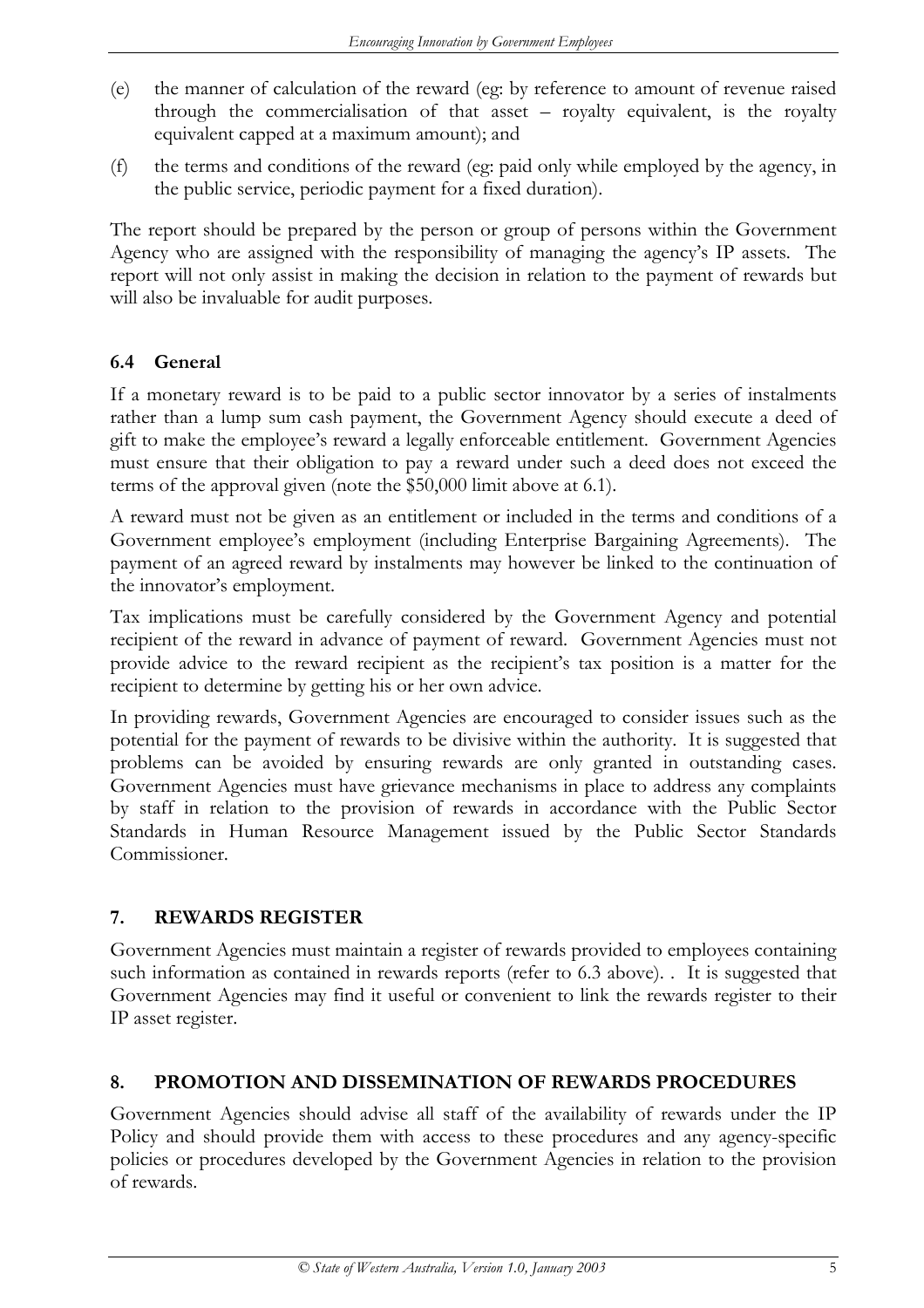(e) the manner of calculation of the reward (eg: by reference to amount of revenue raised through the commercialisation of that asset – royalty equivalent, is the royalty equivalent capped at a maximum amount); and

(f) the terms and conditions of the reward (eg: paid only while employed by the agency, in the public service, periodic payment for a fixed duration).

The report should be prepared by the person or group of persons within the Government Agency who are assigned with the responsibility of managing the agency's IP assets. The report will not only assist in making the decision in relation to the payment of rewards but will also be invaluable for audit purposes.

### 6.4 General

If a monetary reward is to be paid to a public sector innovator by a series of instalments rather than a lump sum cash payment, the Government Agency should execute a deed of gift to make the employee's reward a legally enforceable entitlement. Government Agencies must ensure that their obligation to pay a reward under such a deed does not exceed the terms of the approval given (note the $50,000 limit above at 6.1).

A reward must not be given as an entitlement or included in the terms and conditions of a Government employee's employment (including Enterprise Bargaining Agreements). The payment of an agreed reward by instalments may however be linked to the continuation of the innovator's employment.

Tax implications must be carefully considered by the Government Agency and potential recipient of the reward in advance of payment of reward. Government Agencies must not provide advice to the reward recipient as the recipient's tax position is a matter for the recipient to determine by getting his or her own advice.

In providing rewards, Government Agencies are encouraged to consider issues such as the potential for the payment of rewards to be divisive within the authority. It is suggested that problems can be avoided by ensuring rewards are only granted in outstanding cases. Government Agencies must have grievance mechanisms in place to address any complaints by staff in relation to the provision of rewards in accordance with the Public Sector Standards in Human Resource Management issued by the Public Sector Standards Commissioner.

## 7. REWARDS REGISTER

Government Agencies must maintain a register of rewards provided to employees containing such information as contained in rewards reports (refer to 6.3 above). . It is suggested that Government Agencies may find it useful or convenient to link the rewards register to their IP asset register.

## 8. PROMOTION AND DISSEMINATION OF REWARDS PROCEDURES

Government Agencies should advise all staff of the availability of rewards under the IP Policy and should provide them with access to these procedures and any agency-specific policies or procedures developed by the Government Agencies in relation to the provision of rewards.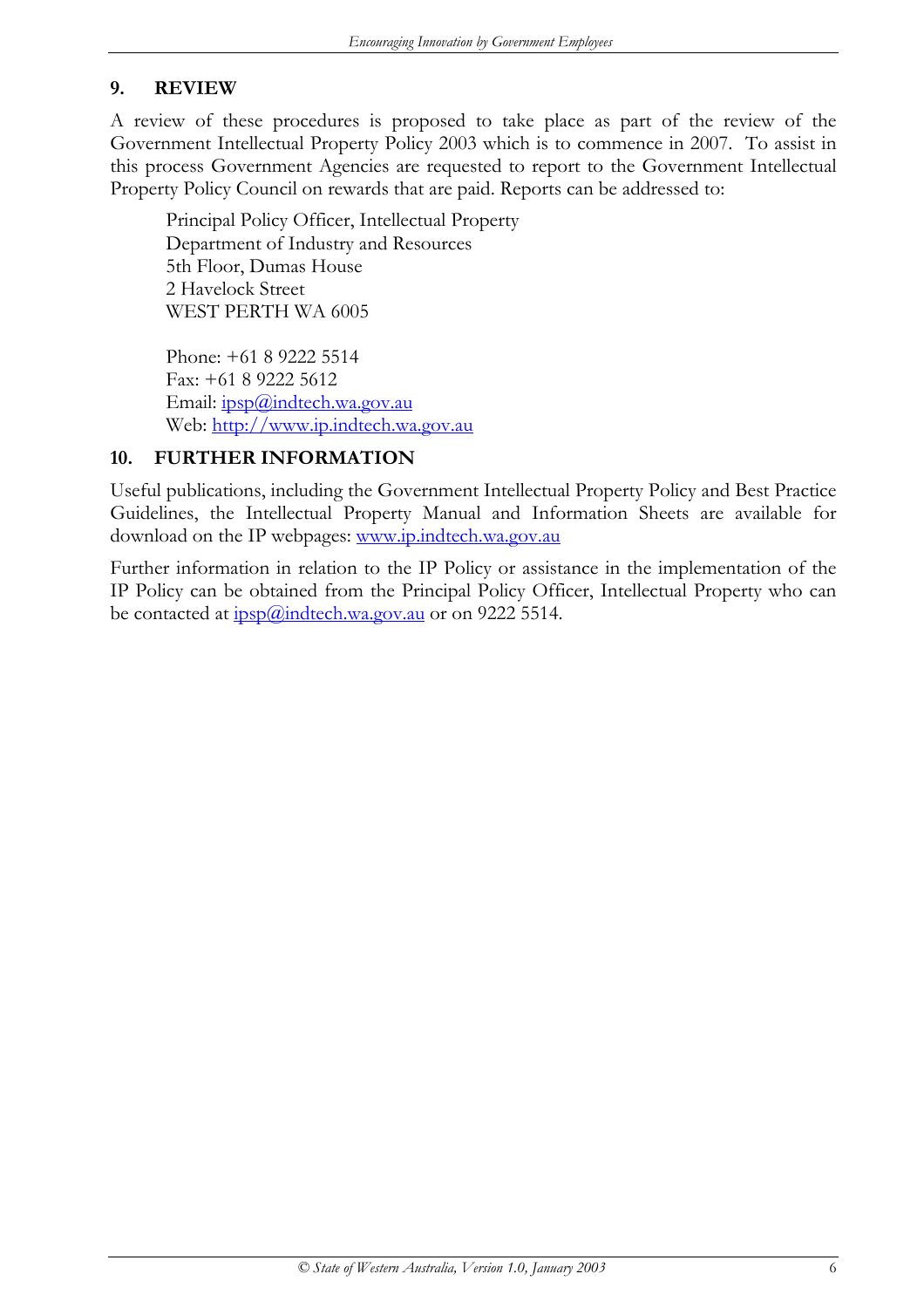## 9. REVIEW

A review of these procedures is proposed to take place as part of the review of the Government Intellectual Property Policy 2003 which is to commence in 2007. To assist in this process Government Agencies are requested to report to the Government Intellectual Property Policy Council on rewards that are paid. Reports can be addressed to:

Principal Policy Officer, Intellectual Property
Department of Industry and Resources
5th Floor, Dumas House
2 Havelock Street
WEST PERTH WA 6005

Phone: +61 8 9222 5514
Fax: +61 8 9222 5612
Email: ipsp@indtech.wa.gov.au
Web: http://www.ip.indtech.wa.gov.au

## 10. FURTHER INFORMATION

Useful publications, including the Government Intellectual Property Policy and Best Practice Guidelines, the Intellectual Property Manual and Information Sheets are available for download on the IP webpages: www.ip.indtech.wa.gov.au

Further information in relation to the IP Policy or assistance in the implementation of the IP Policy can be obtained from the Principal Policy Officer, Intellectual Property who can be contacted at ipsp@indtech.wa.gov.au or on 9222 5514.